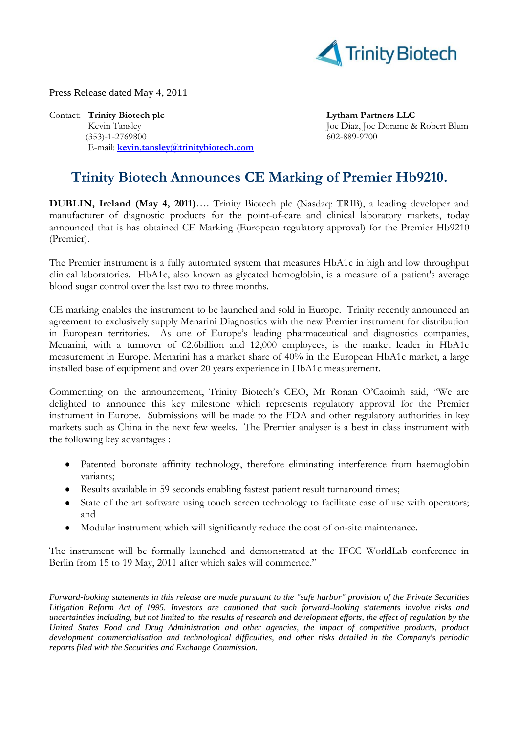Press Release dated May 4, 2011

Contact: **Trinity Biotech plc**
Kevin Tansley
(353)-1-2769800
E-mail: **kevin.tansley@trinitybiotech.com**

**Lytham Partners LLC**
Joe Diaz, Joe Dorame & Robert Blum
602-889-9700

# Trinity Biotech Announces CE Marking of Premier Hb9210.

**DUBLIN, Ireland (May 4, 2011)….** Trinity Biotech plc (Nasdaq: TRIB), a leading developer and manufacturer of diagnostic products for the point-of-care and clinical laboratory markets, today announced that is has obtained CE Marking (European regulatory approval) for the Premier Hb9210 (Premier).

The Premier instrument is a fully automated system that measures HbA1c in high and low throughput clinical laboratories. HbA1c, also known as glycated hemoglobin, is a measure of a patient's average blood sugar control over the last two to three months.

CE marking enables the instrument to be launched and sold in Europe. Trinity recently announced an agreement to exclusively supply Menarini Diagnostics with the new Premier instrument for distribution in European territories. As one of Europe's leading pharmaceutical and diagnostics companies, Menarini, with a turnover of €2.6billion and 12,000 employees, is the market leader in HbA1c measurement in Europe. Menarini has a market share of 40% in the European HbA1c market, a large installed base of equipment and over 20 years experience in HbA1c measurement.

Commenting on the announcement, Trinity Biotech's CEO, Mr Ronan O'Caoimh said, "We are delighted to announce this key milestone which represents regulatory approval for the Premier instrument in Europe. Submissions will be made to the FDA and other regulatory authorities in key markets such as China in the next few weeks. The Premier analyser is a best in class instrument with the following key advantages :

- Patented boronate affinity technology, therefore eliminating interference from haemoglobin variants;
- Results available in 59 seconds enabling fastest patient result turnaround times;
- State of the art software using touch screen technology to facilitate ease of use with operators; and
- Modular instrument which will significantly reduce the cost of on-site maintenance.

The instrument will be formally launched and demonstrated at the IFCC WorldLab conference in Berlin from 15 to 19 May, 2011 after which sales will commence."

*Forward-looking statements in this release are made pursuant to the "safe harbor" provision of the Private Securities Litigation Reform Act of 1995. Investors are cautioned that such forward-looking statements involve risks and uncertainties including, but not limited to, the results of research and development efforts, the effect of regulation by the United States Food and Drug Administration and other agencies, the impact of competitive products, product development commercialisation and technological difficulties, and other risks detailed in the Company's periodic reports filed with the Securities and Exchange Commission.*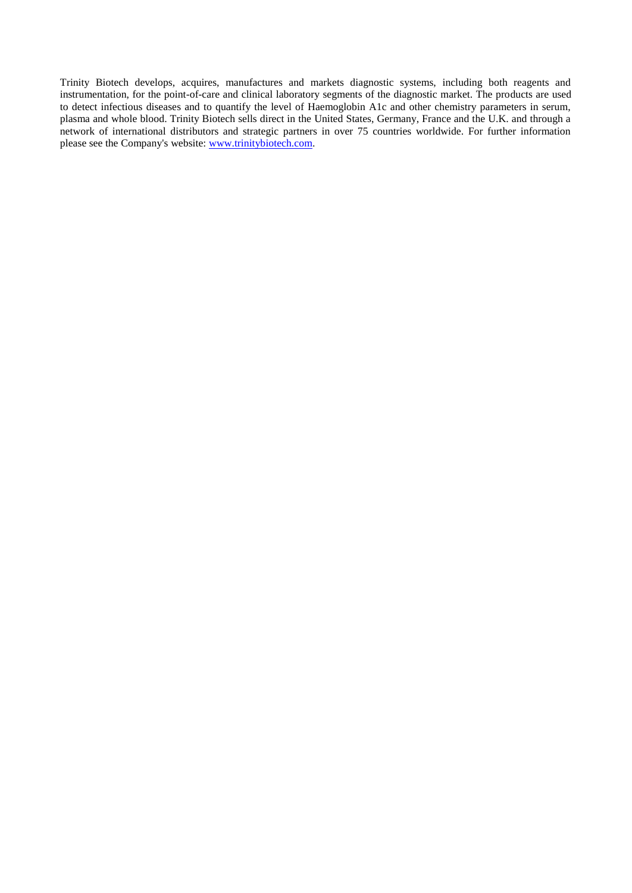Trinity Biotech develops, acquires, manufactures and markets diagnostic systems, including both reagents and instrumentation, for the point-of-care and clinical laboratory segments of the diagnostic market. The products are used to detect infectious diseases and to quantify the level of Haemoglobin A1c and other chemistry parameters in serum, plasma and whole blood. Trinity Biotech sells direct in the United States, Germany, France and the U.K. and through a network of international distributors and strategic partners in over 75 countries worldwide. For further information please see the Company's website: [www.trinitybiotech.com](http://www.trinitybiotech.com).